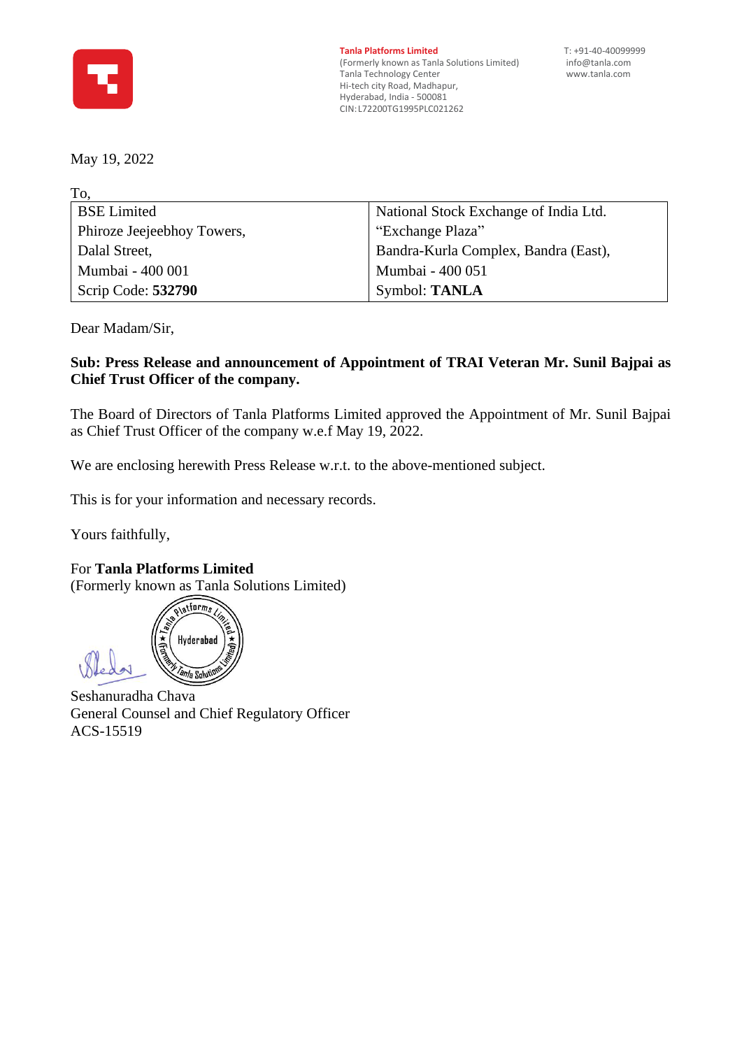**Tanla Platforms Limited**
(Formerly known as Tanla Solutions Limited)
Tanla Technology Center
Hi-tech city Road, Madhapur,
Hyderabad, India - 500081
CIN: L72200TG1995PLC021262

T: +91-40-40099999
info@tanla.com
www.tanla.com

May 19, 2022

To,

| BSE Limited | National Stock Exchange of India Ltd. |
|---|---|
| Phiroze Jeejeebhoy Towers, | "Exchange Plaza" |
| Dalal Street, | Bandra-Kurla Complex, Bandra (East), |
| Mumbai - 400 001 | Mumbai - 400 051 |
| Scrip Code: **532790** | Symbol: **TANLA** |

Dear Madam/Sir,

**Sub: Press Release and announcement of Appointment of TRAI Veteran Mr. Sunil Bajpai as Chief Trust Officer of the company.**

The Board of Directors of Tanla Platforms Limited approved the Appointment of Mr. Sunil Bajpai as Chief Trust Officer of the company w.e.f May 19, 2022.

We are enclosing herewith Press Release w.r.t. to the above-mentioned subject.

This is for your information and necessary records.

Yours faithfully,

For **Tanla Platforms Limited**
(Formerly known as Tanla Solutions Limited)

Seshanuradha Chava
General Counsel and Chief Regulatory Officer
ACS-15519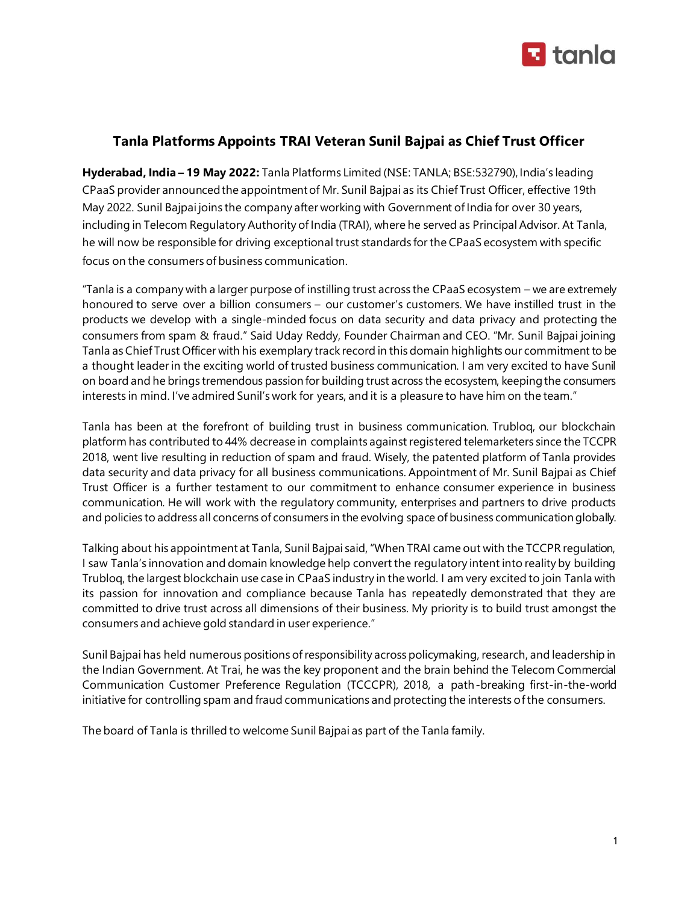## Tanla Platforms Appoints TRAI Veteran Sunil Bajpai as Chief Trust Officer

**Hyderabad, India – 19 May 2022:** Tanla Platforms Limited (NSE: TANLA; BSE:532790), India's leading CPaaS provider announced the appointment of Mr. Sunil Bajpai as its Chief Trust Officer, effective 19th May 2022. Sunil Bajpai joins the company after working with Government of India for over 30 years, including in Telecom Regulatory Authority of India (TRAI), where he served as Principal Advisor. At Tanla, he will now be responsible for driving exceptional trust standards for the CPaaS ecosystem with specific focus on the consumers of business communication.

"Tanla is a company with a larger purpose of instilling trust across the CPaaS ecosystem – we are extremely honoured to serve over a billion consumers – our customer's customers. We have instilled trust in the products we develop with a single-minded focus on data security and data privacy and protecting the consumers from spam & fraud." Said Uday Reddy, Founder Chairman and CEO. "Mr. Sunil Bajpai joining Tanla as Chief Trust Officer with his exemplary track record in this domain highlights our commitment to be a thought leader in the exciting world of trusted business communication. I am very excited to have Sunil on board and he brings tremendous passion for building trust across the ecosystem, keeping the consumers interests in mind. I've admired Sunil's work for years, and it is a pleasure to have him on the team."

Tanla has been at the forefront of building trust in business communication. Trubloq, our blockchain platform has contributed to 44% decrease in complaints against registered telemarketers since the TCCPR 2018, went live resulting in reduction of spam and fraud. Wisely, the patented platform of Tanla provides data security and data privacy for all business communications. Appointment of Mr. Sunil Bajpai as Chief Trust Officer is a further testament to our commitment to enhance consumer experience in business communication. He will work with the regulatory community, enterprises and partners to drive products and policies to address all concerns of consumers in the evolving space of business communication globally.

Talking about his appointment at Tanla, Sunil Bajpai said, "When TRAI came out with the TCCPR regulation, I saw Tanla's innovation and domain knowledge help convert the regulatory intent into reality by building Trubloq, the largest blockchain use case in CPaaS industry in the world. I am very excited to join Tanla with its passion for innovation and compliance because Tanla has repeatedly demonstrated that they are committed to drive trust across all dimensions of their business. My priority is to build trust amongst the consumers and achieve gold standard in user experience."

Sunil Bajpai has held numerous positions of responsibility across policymaking, research, and leadership in the Indian Government. At Trai, he was the key proponent and the brain behind the Telecom Commercial Communication Customer Preference Regulation (TCCCPR), 2018, a path-breaking first-in-the-world initiative for controlling spam and fraud communications and protecting the interests of the consumers.

The board of Tanla is thrilled to welcome Sunil Bajpai as part of the Tanla family.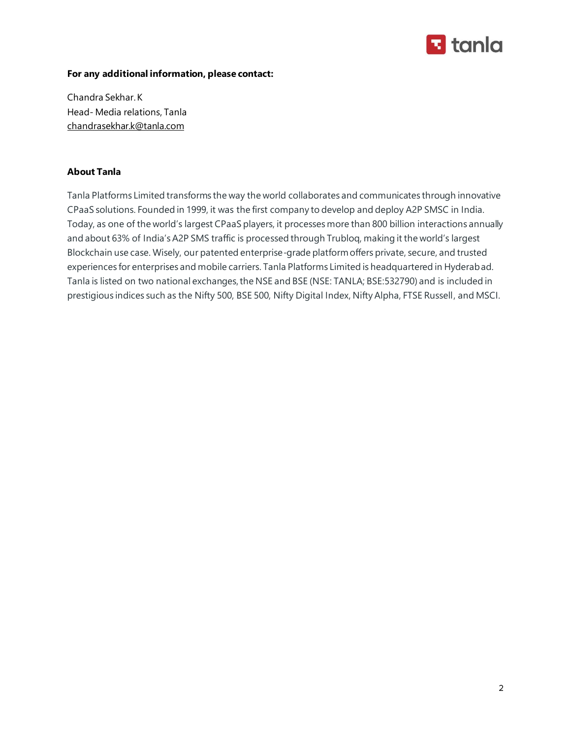**For any additional information, please contact:**

Chandra Sekhar. K
Head- Media relations, Tanla
chandrasekhar.k@tanla.com

**About Tanla**

Tanla Platforms Limited transforms the way the world collaborates and communicates through innovative CPaaS solutions. Founded in 1999, it was the first company to develop and deploy A2P SMSC in India. Today, as one of the world's largest CPaaS players, it processes more than 800 billion interactions annually and about 63% of India's A2P SMS traffic is processed through Trubloq, making it the world's largest Blockchain use case. Wisely, our patented enterprise-grade platform offers private, secure, and trusted experiences for enterprises and mobile carriers. Tanla Platforms Limited is headquartered in Hyderabad. Tanla is listed on two national exchanges, the NSE and BSE (NSE: TANLA; BSE:532790) and is included in prestigious indices such as the Nifty 500, BSE 500, Nifty Digital Index, Nifty Alpha, FTSE Russell, and MSCI.